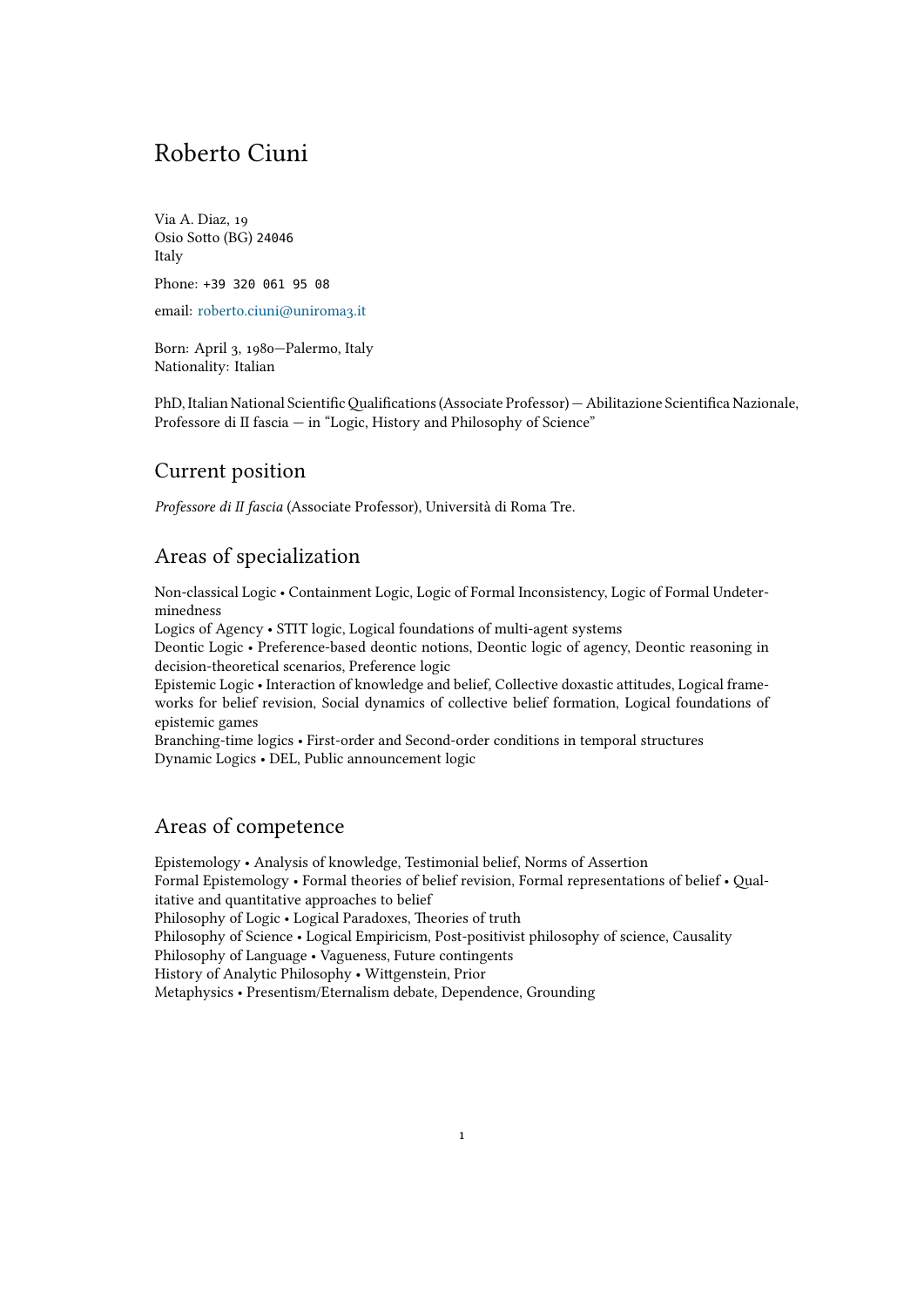# Roberto Ciuni

Via A. Diaz, 19
Osio Sotto (BG) 24046
Italy

Phone: +39 320 061 95 08

email: roberto.ciuni@uniroma3.it

Born: April 3, 1980—Palermo, Italy
Nationality: Italian

PhD, Italian National Scientific Qualifications (Associate Professor) — Abilitazione Scientifica Nazionale, Professore di II fascia — in "Logic, History and Philosophy of Science"

## Current position

*Professore di II fascia* (Associate Professor), Università di Roma Tre.

## Areas of specialization

Non-classical Logic • Containment Logic, Logic of Formal Inconsistency, Logic of Formal Undeterminedness
Logics of Agency • STIT logic, Logical foundations of multi-agent systems
Deontic Logic • Preference-based deontic notions, Deontic logic of agency, Deontic reasoning in decision-theoretical scenarios, Preference logic
Epistemic Logic • Interaction of knowledge and belief, Collective doxastic attitudes, Logical frameworks for belief revision, Social dynamics of collective belief formation, Logical foundations of epistemic games
Branching-time logics • First-order and Second-order conditions in temporal structures
Dynamic Logics • DEL, Public announcement logic

## Areas of competence

Epistemology • Analysis of knowledge, Testimonial belief, Norms of Assertion
Formal Epistemology • Formal theories of belief revision, Formal representations of belief • Qualitative and quantitative approaches to belief
Philosophy of Logic • Logical Paradoxes, Theories of truth
Philosophy of Science • Logical Empiricism, Post-positivist philosophy of science, Causality
Philosophy of Language • Vagueness, Future contingents
History of Analytic Philosophy • Wittgenstein, Prior
Metaphysics • Presentism/Eternalism debate, Dependence, Grounding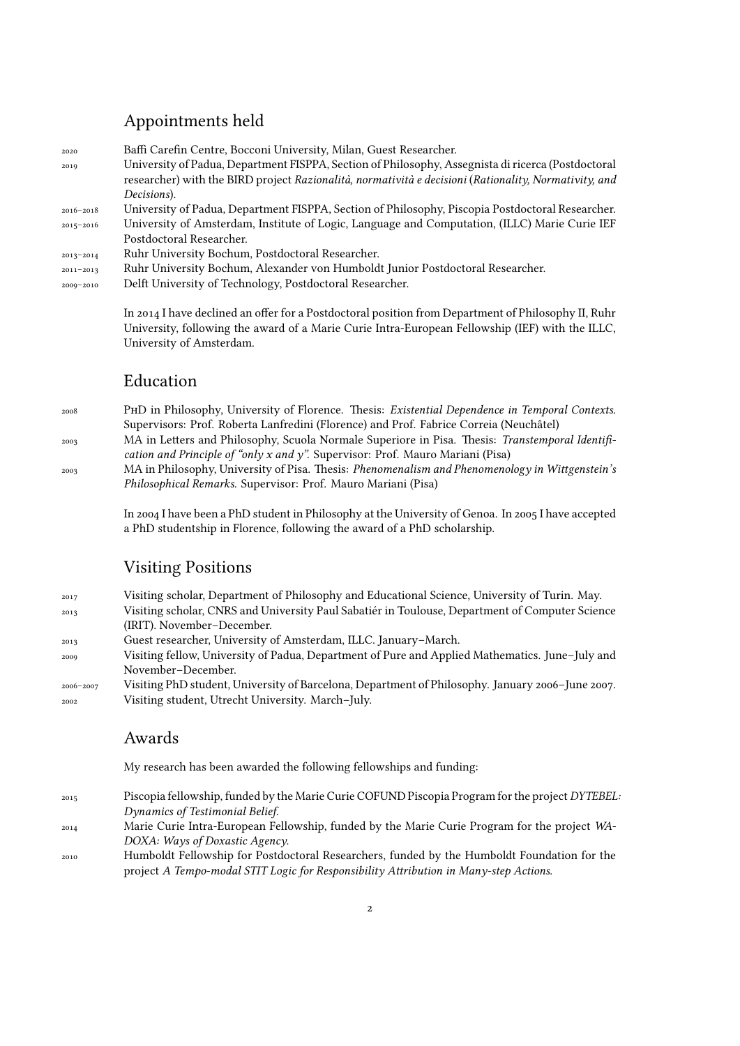## Appointments held

2020 Baffi Carefin Centre, Bocconi University, Milan, Guest Researcher.

2019 University of Padua, Department FISPPA, Section of Philosophy, Assegnista di ricerca (Postdoctoral researcher) with the BIRD project *Razionalità, normatività e decisioni* (*Rationality, Normativity, and Decisions*).

2016–2018 University of Padua, Department FISPPA, Section of Philosophy, Piscopia Postdoctoral Researcher.

2015–2016 University of Amsterdam, Institute of Logic, Language and Computation, (ILLC) Marie Curie IEF Postdoctoral Researcher.

2013–2014 Ruhr University Bochum, Postdoctoral Researcher.

2011–2013 Ruhr University Bochum, Alexander von Humboldt Junior Postdoctoral Researcher.

2009–2010 Delft University of Technology, Postdoctoral Researcher.

In 2014 I have declined an offer for a Postdoctoral position from Department of Philosophy II, Ruhr University, following the award of a Marie Curie Intra-European Fellowship (IEF) with the ILLC, University of Amsterdam.

## Education

2008 PhD in Philosophy, University of Florence. Thesis: *Existential Dependence in Temporal Contexts*. Supervisors: Prof. Roberta Lanfredini (Florence) and Prof. Fabrice Correia (Neuchâtel)

2003 MA in Letters and Philosophy, Scuola Normale Superiore in Pisa. Thesis: *Transtemporal Identification and Principle of "only x and y"*. Supervisor: Prof. Mauro Mariani (Pisa)

2003 MA in Philosophy, University of Pisa. Thesis: *Phenomenalism and Phenomenology in Wittgenstein's Philosophical Remarks*. Supervisor: Prof. Mauro Mariani (Pisa)

In 2004 I have been a PhD student in Philosophy at the University of Genoa. In 2005 I have accepted a PhD studentship in Florence, following the award of a PhD scholarship.

## Visiting Positions

2017 Visiting scholar, Department of Philosophy and Educational Science, University of Turin. May.

2013 Visiting scholar, CNRS and University Paul Sabatiér in Toulouse, Department of Computer Science (IRIT). November–December.

2013 Guest researcher, University of Amsterdam, ILLC. January–March.

2009 Visiting fellow, University of Padua, Department of Pure and Applied Mathematics. June–July and November–December.

2006–2007 Visiting PhD student, University of Barcelona, Department of Philosophy. January 2006–June 2007.

2002 Visiting student, Utrecht University. March–July.

## Awards

My research has been awarded the following fellowships and funding:

2015 Piscopia fellowship, funded by the Marie Curie COFUND Piscopia Program for the project *DYTEBEL: Dynamics of Testimonial Belief*.

2014 Marie Curie Intra-European Fellowship, funded by the Marie Curie Program for the project *WADOXA: Ways of Doxastic Agency*.

2010 Humboldt Fellowship for Postdoctoral Researchers, funded by the Humboldt Foundation for the project *A Tempo-modal STIT Logic for Responsibility Attribution in Many-step Actions*.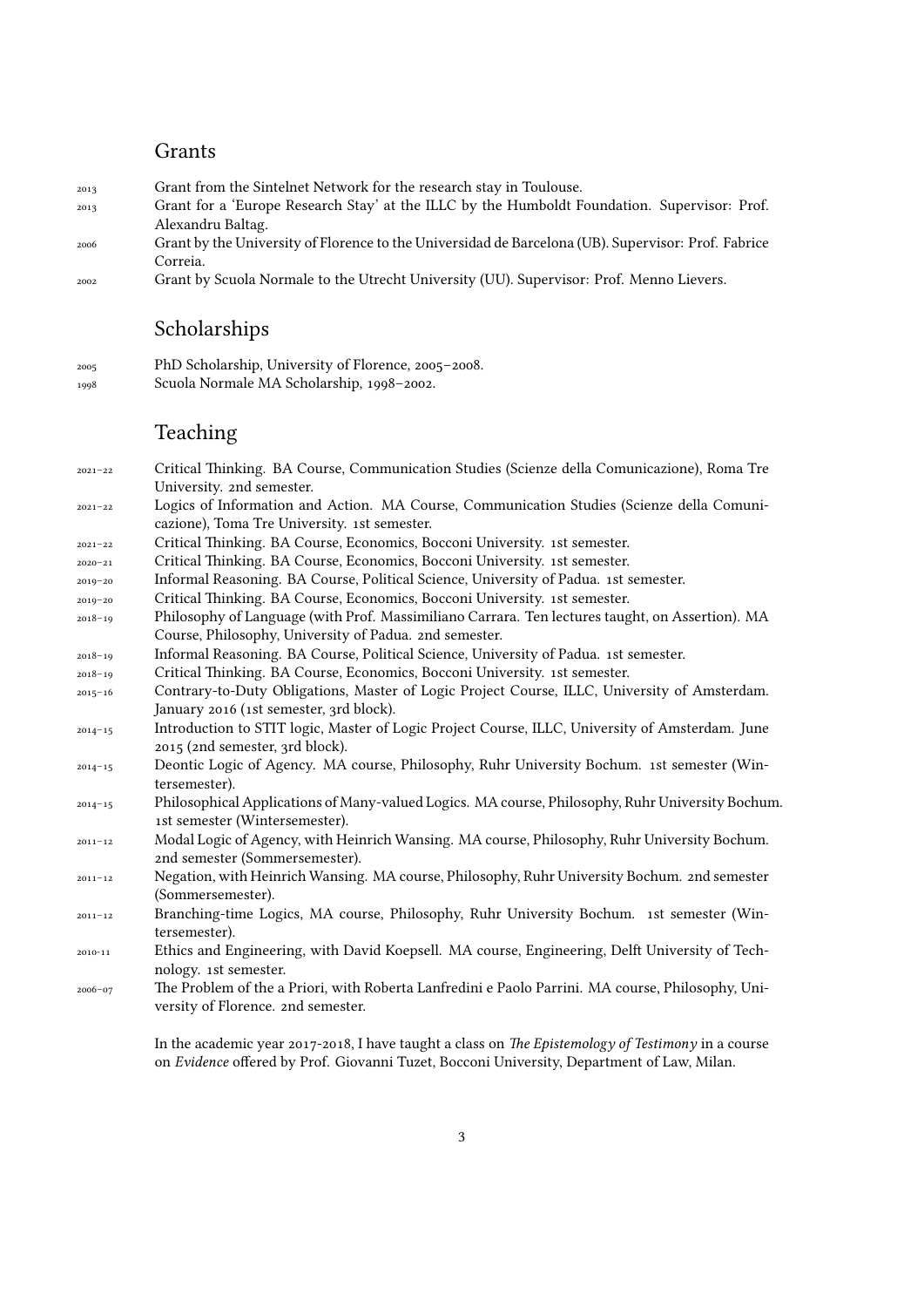## Grants

- 2013 — Grant from the Sintelnet Network for the research stay in Toulouse.
- 2013 — Grant for a 'Europe Research Stay' at the ILLC by the Humboldt Foundation. Supervisor: Prof. Alexandru Baltag.
- 2006 — Grant by the University of Florence to the Universidad de Barcelona (UB). Supervisor: Prof. Fabrice Correia.
- 2002 — Grant by Scuola Normale to the Utrecht University (UU). Supervisor: Prof. Menno Lievers.

## Scholarships

- 2005 — PhD Scholarship, University of Florence, 2005–2008.
- 1998 — Scuola Normale MA Scholarship, 1998–2002.

## Teaching

- 2021–22 — Critical Thinking. BA Course, Communication Studies (Scienze della Comunicazione), Roma Tre University. 2nd semester.
- 2021–22 — Logics of Information and Action. MA Course, Communication Studies (Scienze della Comunicazione), Toma Tre University. 1st semester.
- 2021–22 — Critical Thinking. BA Course, Economics, Bocconi University. 1st semester.
- 2020–21 — Critical Thinking. BA Course, Economics, Bocconi University. 1st semester.
- 2019–20 — Informal Reasoning. BA Course, Political Science, University of Padua. 1st semester.
- 2019–20 — Critical Thinking. BA Course, Economics, Bocconi University. 1st semester.
- 2018–19 — Philosophy of Language (with Prof. Massimiliano Carrara. Ten lectures taught, on Assertion). MA Course, Philosophy, University of Padua. 2nd semester.
- 2018–19 — Informal Reasoning. BA Course, Political Science, University of Padua. 1st semester.
- 2018–19 — Critical Thinking. BA Course, Economics, Bocconi University. 1st semester.
- 2015–16 — Contrary-to-Duty Obligations, Master of Logic Project Course, ILLC, University of Amsterdam. January 2016 (1st semester, 3rd block).
- 2014–15 — Introduction to STIT logic, Master of Logic Project Course, ILLC, University of Amsterdam. June 2015 (2nd semester, 3rd block).
- 2014–15 — Deontic Logic of Agency. MA course, Philosophy, Ruhr University Bochum. 1st semester (Wintersemester).
- 2014–15 — Philosophical Applications of Many-valued Logics. MA course, Philosophy, Ruhr University Bochum. 1st semester (Wintersemester).
- 2011–12 — Modal Logic of Agency, with Heinrich Wansing. MA course, Philosophy, Ruhr University Bochum. 2nd semester (Sommersemester).
- 2011–12 — Negation, with Heinrich Wansing. MA course, Philosophy, Ruhr University Bochum. 2nd semester (Sommersemester).
- 2011–12 — Branching-time Logics, MA course, Philosophy, Ruhr University Bochum. 1st semester (Wintersemester).
- 2010-11 — Ethics and Engineering, with David Koepsell. MA course, Engineering, Delft University of Technology. 1st semester.
- 2006–07 — The Problem of the a Priori, with Roberta Lanfredini e Paolo Parrini. MA course, Philosophy, University of Florence. 2nd semester.

In the academic year 2017-2018, I have taught a class on *The Epistemology of Testimony* in a course on *Evidence* offered by Prof. Giovanni Tuzet, Bocconi University, Department of Law, Milan.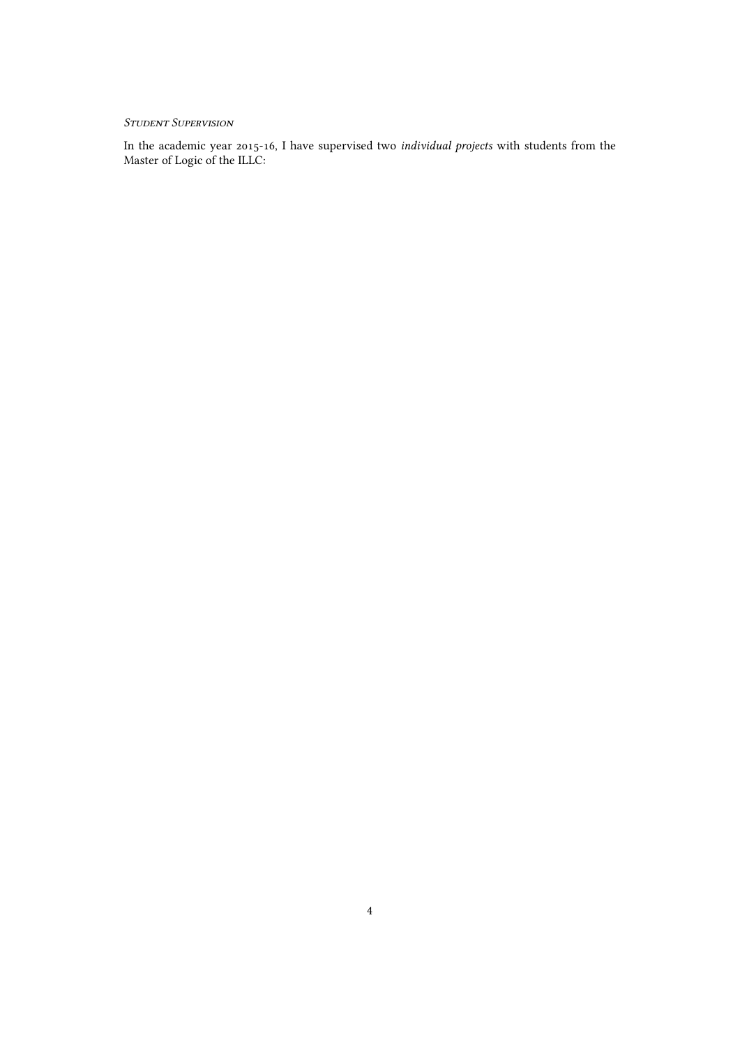### *Student Supervision*

In the academic year 2015-16, I have supervised two *individual projects* with students from the Master of Logic of the ILLC: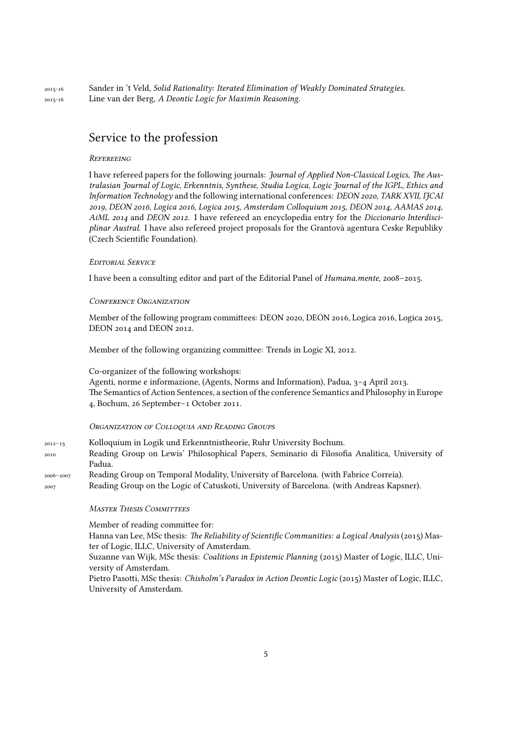2015-16 Sander in 't Veld, *Solid Rationality: Iterated Elimination of Weakly Dominated Strategies.*

2015-16 Line van der Berg, *A Deontic Logic for Maximin Reasoning.*

## Service to the profession

### *Refereeing*

I have refereed papers for the following journals: *Journal of Applied Non-Classical Logics*, *The Australasian Journal of Logic*, *Erkenntnis*, *Synthese*, *Studia Logica*, *Logic Journal of the IGPL*, *Ethics and Information Technology* and the following international conferences: *DEON 2020*, *TARK XVII*, *IJCAI 2019*, *DEON 2016*, *Logica 2016*, *Logica 2015*, *Amsterdam Colloquium 2015*, *DEON 2014*, *AAMAS 2014*, *AiML 2014* and *DEON 2012*. I have refereed an encyclopedia entry for the *Diccionario Interdisciplinar Austral*. I have also refereed project proposals for the Grantovà agentura Ceske Republiky (Czech Scientific Foundation).

### *Editorial Service*

I have been a consulting editor and part of the Editorial Panel of *Humana.mente*, 2008–2015.

### *Conference Organization*

Member of the following program committees: DEON 2020, DEON 2016, Logica 2016, Logica 2015, DEON 2014 and DEON 2012.

Member of the following organizing committee: Trends in Logic XI, 2012.

Co-organizer of the following workshops:
Agenti, norme e informazione, (Agents, Norms and Information), Padua, 3–4 April 2013.
The Semantics of Action Sentences, a section of the conference Semantics and Philosophy in Europe 4, Bochum, 26 September–1 October 2011.

### *Organization of Colloquia and Reading Groups*

2012–13 Kolloquium in Logik und Erkenntnistheorie, Ruhr University Bochum.

2010 Reading Group on Lewis' Philosophical Papers, Seminario di Filosofia Analitica, University of Padua.

2006–2007 Reading Group on Temporal Modality, University of Barcelona. (with Fabrice Correia).

2007 Reading Group on the Logic of Catuskoti, University of Barcelona. (with Andreas Kapsner).

### *Master Thesis Committees*

Member of reading committee for:
Hanna van Lee, MSc thesis: *The Reliability of Scientific Communities: a Logical Analysis* (2015) Master of Logic, ILLC, University of Amsterdam.
Suzanne van Wijk, MSc thesis: *Coalitions in Epistemic Planning* (2015) Master of Logic, ILLC, University of Amsterdam.
Pietro Pasotti, MSc thesis: *Chisholm's Paradox in Action Deontic Logic* (2015) Master of Logic, ILLC, University of Amsterdam.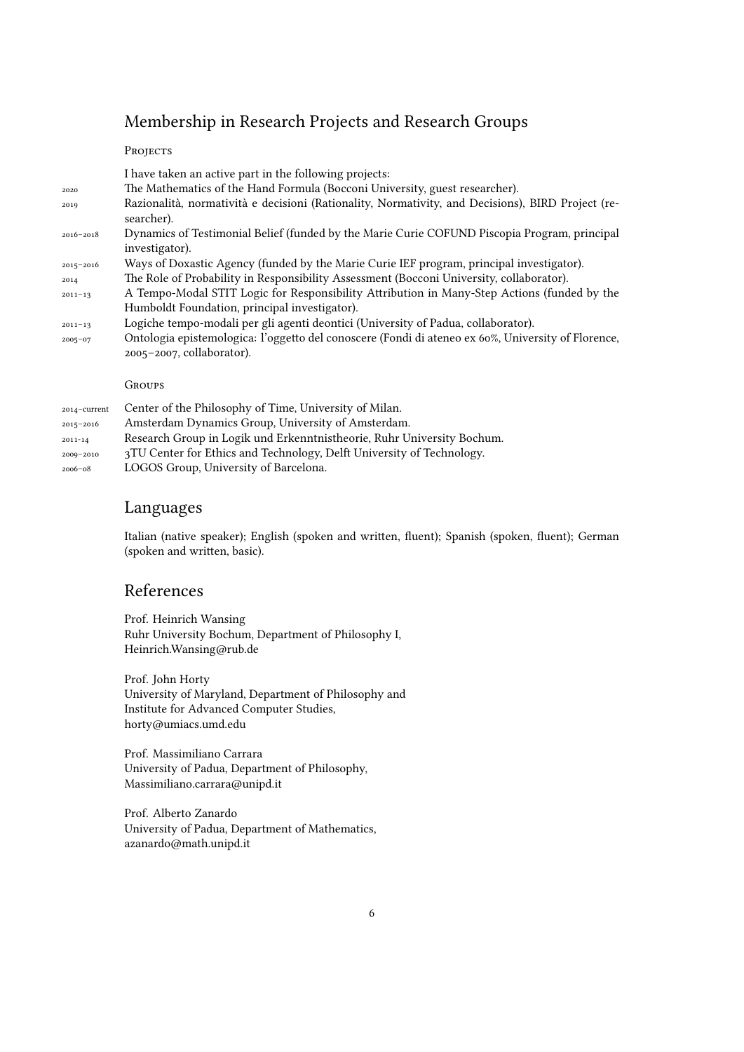## Membership in Research Projects and Research Groups

### Projects

I have taken an active part in the following projects:

- 2020 — The Mathematics of the Hand Formula (Bocconi University, guest researcher).
- 2019 — Razionalità, normatività e decisioni (Rationality, Normativity, and Decisions), BIRD Project (researcher).
- 2016–2018 — Dynamics of Testimonial Belief (funded by the Marie Curie COFUND Piscopia Program, principal investigator).
- 2015–2016 — Ways of Doxastic Agency (funded by the Marie Curie IEF program, principal investigator).
- 2014 — The Role of Probability in Responsibility Assessment (Bocconi University, collaborator).
- 2011–13 — A Tempo-Modal STIT Logic for Responsibility Attribution in Many-Step Actions (funded by the Humboldt Foundation, principal investigator).
- 2011–13 — Logiche tempo-modali per gli agenti deontici (University of Padua, collaborator).
- 2005–07 — Ontologia epistemologica: l'oggetto del conoscere (Fondi di ateneo ex 60%, University of Florence, 2005–2007, collaborator).

### Groups

- 2014–current — Center of the Philosophy of Time, University of Milan.
- 2015–2016 — Amsterdam Dynamics Group, University of Amsterdam.
- 2011–14 — Research Group in Logik und Erkenntnistheorie, Ruhr University Bochum.
- 2009–2010 — 3TU Center for Ethics and Technology, Delft University of Technology.
- 2006–08 — LOGOS Group, University of Barcelona.

## Languages

Italian (native speaker); English (spoken and written, fluent); Spanish (spoken, fluent); German (spoken and written, basic).

## References

Prof. Heinrich Wansing
Ruhr University Bochum, Department of Philosophy I,
Heinrich.Wansing@rub.de

Prof. John Horty
University of Maryland, Department of Philosophy and
Institute for Advanced Computer Studies,
horty@umiacs.umd.edu

Prof. Massimiliano Carrara
University of Padua, Department of Philosophy,
Massimiliano.carrara@unipd.it

Prof. Alberto Zanardo
University of Padua, Department of Mathematics,
azanardo@math.unipd.it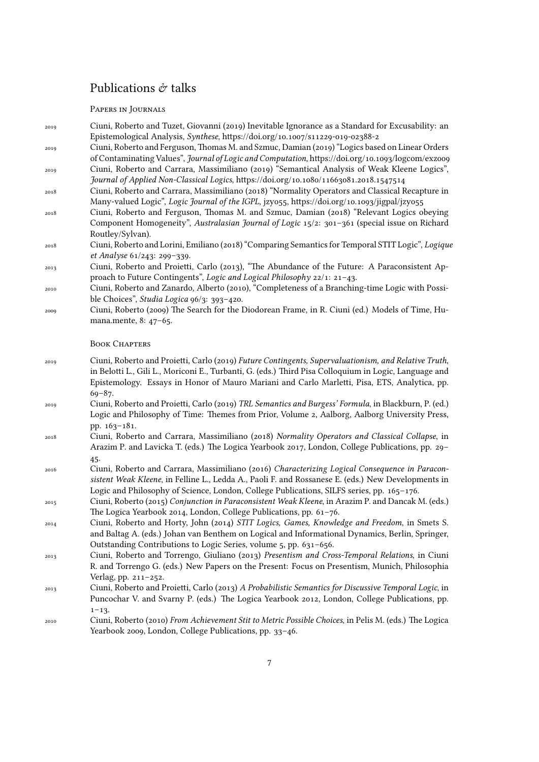## Publications & talks

### Papers in Journals

- 2019 Ciuni, Roberto and Tuzet, Giovanni (2019) Inevitable Ignorance as a Standard for Excusability: an Epistemological Analysis, *Synthese*, https://doi.org/10.1007/s11229-019-02388-2
- 2019 Ciuni, Roberto and Ferguson, Thomas M. and Szmuc, Damian (2019) "Logics based on Linear Orders of Contaminating Values", *Journal of Logic and Computation*, https://doi.org/10.1093/logcom/exz009
- 2019 Ciuni, Roberto and Carrara, Massimiliano (2019) "Semantical Analysis of Weak Kleene Logics", *Journal of Applied Non-Classical Logics*, https://doi.org/10.1080/11663081.2018.1547514
- 2018 Ciuni, Roberto and Carrara, Massimiliano (2018) "Normality Operators and Classical Recapture in Many-valued Logic", *Logic Journal of the IGPL*, jzy055, https://doi.org/10.1093/jigpal/jzy055
- 2018 Ciuni, Roberto and Ferguson, Thomas M. and Szmuc, Damian (2018) "Relevant Logics obeying Component Homogeneity", *Australasian Journal of Logic* 15/2: 301–361 (special issue on Richard Routley/Sylvan).
- 2018 Ciuni, Roberto and Lorini, Emiliano (2018) "Comparing Semantics for Temporal STIT Logic", *Logique et Analyse* 61/243: 299–339.
- 2013 Ciuni, Roberto and Proietti, Carlo (2013), "The Abundance of the Future: A Paraconsistent Approach to Future Contingents", *Logic and Logical Philosophy* 22/1: 21–43.
- 2010 Ciuni, Roberto and Zanardo, Alberto (2010), "Completeness of a Branching-time Logic with Possible Choices", *Studia Logica* 96/3: 393–420.
- 2009 Ciuni, Roberto (2009) The Search for the Diodorean Frame, in R. Ciuni (ed.) Models of Time, Humana.mente, 8: 47–65.

### Book Chapters

- 2019 Ciuni, Roberto and Proietti, Carlo (2019) *Future Contingents, Supervaluationism, and Relative Truth*, in Belotti L., Gili L., Moriconi E., Turbanti, G. (eds.) Third Pisa Colloquium in Logic, Language and Epistemology. Essays in Honor of Mauro Mariani and Carlo Marletti, Pisa, ETS, Analytica, pp. 69–87.
- 2019 Ciuni, Roberto and Proietti, Carlo (2019) *TRL Semantics and Burgess' Formula*, in Blackburn, P. (ed.) Logic and Philosophy of Time: Themes from Prior, Volume 2, Aalborg, Aalborg University Press, pp. 163–181.
- 2018 Ciuni, Roberto and Carrara, Massimiliano (2018) *Normality Operators and Classical Collapse*, in Arazim P. and Lavicka T. (eds.) The Logica Yearbook 2017, London, College Publications, pp. 29–45.
- 2016 Ciuni, Roberto and Carrara, Massimiliano (2016) *Characterizing Logical Consequence in Paraconsistent Weak Kleene*, in Felline L., Ledda A., Paoli F. and Rossanese E. (eds.) New Developments in Logic and Philosophy of Science, London, College Publications, SILFS series, pp. 165–176.
- 2015 Ciuni, Roberto (2015) *Conjunction in Paraconsistent Weak Kleene*, in Arazim P. and Dancak M. (eds.) The Logica Yearbook 2014, London, College Publications, pp. 61–76.
- 2014 Ciuni, Roberto and Horty, John (2014) *STIT Logics, Games, Knowledge and Freedom*, in Smets S. and Baltag A. (eds.) Johan van Benthem on Logical and Informational Dynamics, Berlin, Springer, Outstanding Contributions to Logic Series, volume 5, pp. 631–656.
- 2013 Ciuni, Roberto and Torrengo, Giuliano (2013) *Presentism and Cross-Temporal Relations*, in Ciuni R. and Torrengo G. (eds.) New Papers on the Present: Focus on Presentism, Munich, Philosophia Verlag, pp. 211–252.
- 2013 Ciuni, Roberto and Proietti, Carlo (2013) *A Probabilistic Semantics for Discussive Temporal Logic*, in Puncochar V. and Svarny P. (eds.) The Logica Yearbook 2012, London, College Publications, pp. 1–13.
- 2010 Ciuni, Roberto (2010) *From Achievement Stit to Metric Possible Choices*, in Pelis M. (eds.) The Logica Yearbook 2009, London, College Publications, pp. 33–46.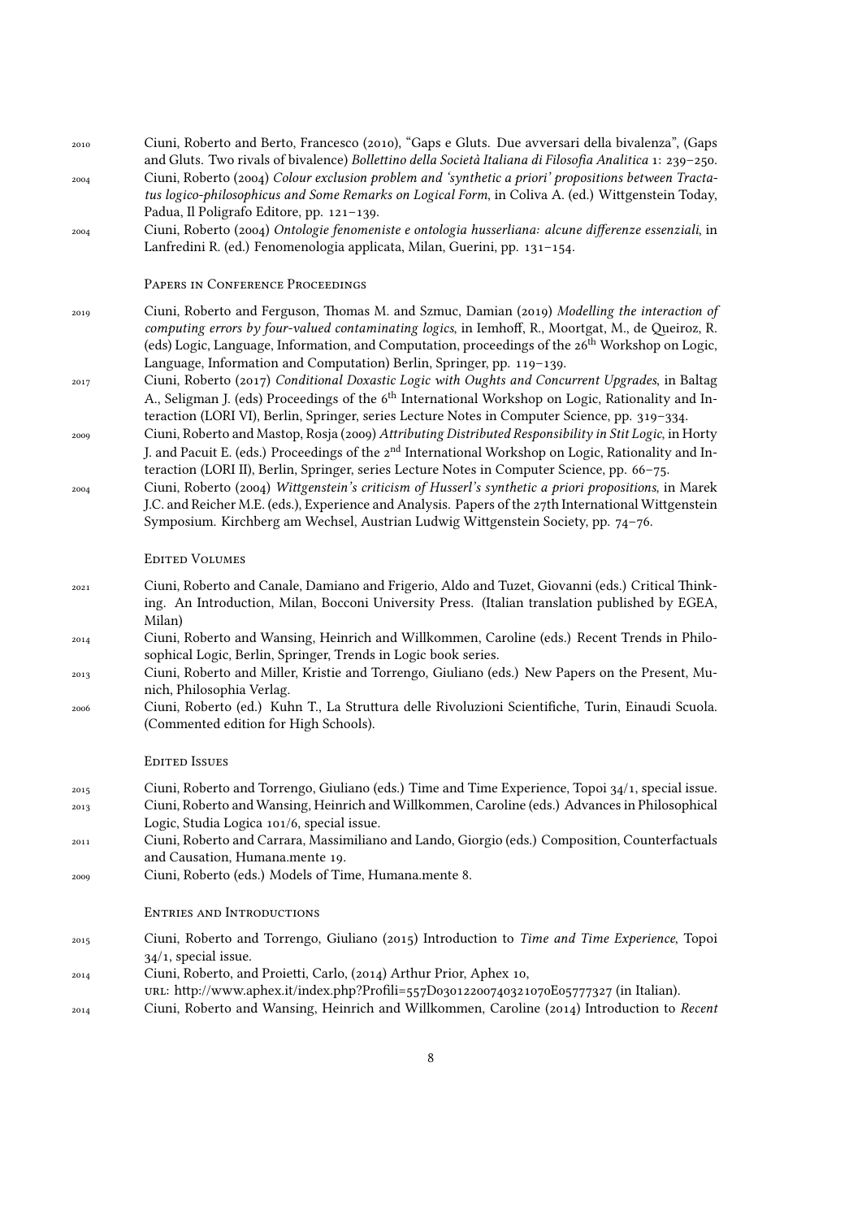2010 Ciuni, Roberto and Berto, Francesco (2010), "Gaps e Gluts. Due avversari della bivalenza", (Gaps and Gluts. Two rivals of bivalence) *Bollettino della Società Italiana di Filosofia Analitica* 1: 239–250.

2004 Ciuni, Roberto (2004) *Colour exclusion problem and 'synthetic a priori' propositions between Tractatus logico-philosophicus and Some Remarks on Logical Form*, in Coliva A. (ed.) Wittgenstein Today, Padua, Il Poligrafo Editore, pp. 121–139.

2004 Ciuni, Roberto (2004) *Ontologie fenomeniste e ontologia husserliana: alcune differenze essenziali*, in Lanfredini R. (ed.) Fenomenologia applicata, Milan, Guerini, pp. 131–154.

### Papers in Conference Proceedings

2019 Ciuni, Roberto and Ferguson, Thomas M. and Szmuc, Damian (2019) *Modelling the interaction of computing errors by four-valued contaminating logics*, in Iemhoff, R., Moortgat, M., de Queiroz, R. (eds) Logic, Language, Information, and Computation, proceedings of the 26th Workshop on Logic, Language, Information and Computation) Berlin, Springer, pp. 119–139.

2017 Ciuni, Roberto (2017) *Conditional Doxastic Logic with Oughts and Concurrent Upgrades*, in Baltag A., Seligman J. (eds) Proceedings of the 6th International Workshop on Logic, Rationality and Interaction (LORI VI), Berlin, Springer, series Lecture Notes in Computer Science, pp. 319–334.

2009 Ciuni, Roberto and Mastop, Rosja (2009) *Attributing Distributed Responsibility in Stit Logic*, in Horty J. and Pacuit E. (eds.) Proceedings of the 2nd International Workshop on Logic, Rationality and Interaction (LORI II), Berlin, Springer, series Lecture Notes in Computer Science, pp. 66–75.

2004 Ciuni, Roberto (2004) *Wittgenstein's criticism of Husserl's synthetic a priori propositions*, in Marek J.C. and Reicher M.E. (eds.), Experience and Analysis. Papers of the 27th International Wittgenstein Symposium. Kirchberg am Wechsel, Austrian Ludwig Wittgenstein Society, pp. 74–76.

### Edited Volumes

2021 Ciuni, Roberto and Canale, Damiano and Frigerio, Aldo and Tuzet, Giovanni (eds.) Critical Thinking. An Introduction, Milan, Bocconi University Press. (Italian translation published by EGEA, Milan)

2014 Ciuni, Roberto and Wansing, Heinrich and Willkommen, Caroline (eds.) Recent Trends in Philosophical Logic, Berlin, Springer, Trends in Logic book series.

2013 Ciuni, Roberto and Miller, Kristie and Torrengo, Giuliano (eds.) New Papers on the Present, Munich, Philosophia Verlag.

2006 Ciuni, Roberto (ed.) Kuhn T., La Struttura delle Rivoluzioni Scientifiche, Turin, Einaudi Scuola. (Commented edition for High Schools).

### Edited Issues

2015 Ciuni, Roberto and Torrengo, Giuliano (eds.) Time and Time Experience, Topoi 34/1, special issue.

2013 Ciuni, Roberto and Wansing, Heinrich and Willkommen, Caroline (eds.) Advances in Philosophical Logic, Studia Logica 101/6, special issue.

2011 Ciuni, Roberto and Carrara, Massimiliano and Lando, Giorgio (eds.) Composition, Counterfactuals and Causation, Humana.mente 19.

2009 Ciuni, Roberto (eds.) Models of Time, Humana.mente 8.

### Entries and Introductions

2015 Ciuni, Roberto and Torrengo, Giuliano (2015) Introduction to *Time and Time Experience*, Topoi 34/1, special issue.

2014 Ciuni, Roberto, and Proietti, Carlo, (2014) Arthur Prior, Aphex 10, URL: http://www.aphex.it/index.php?Profili=557D03012200740321070E05777327 (in Italian).

2014 Ciuni, Roberto and Wansing, Heinrich and Willkommen, Caroline (2014) Introduction to *Recent*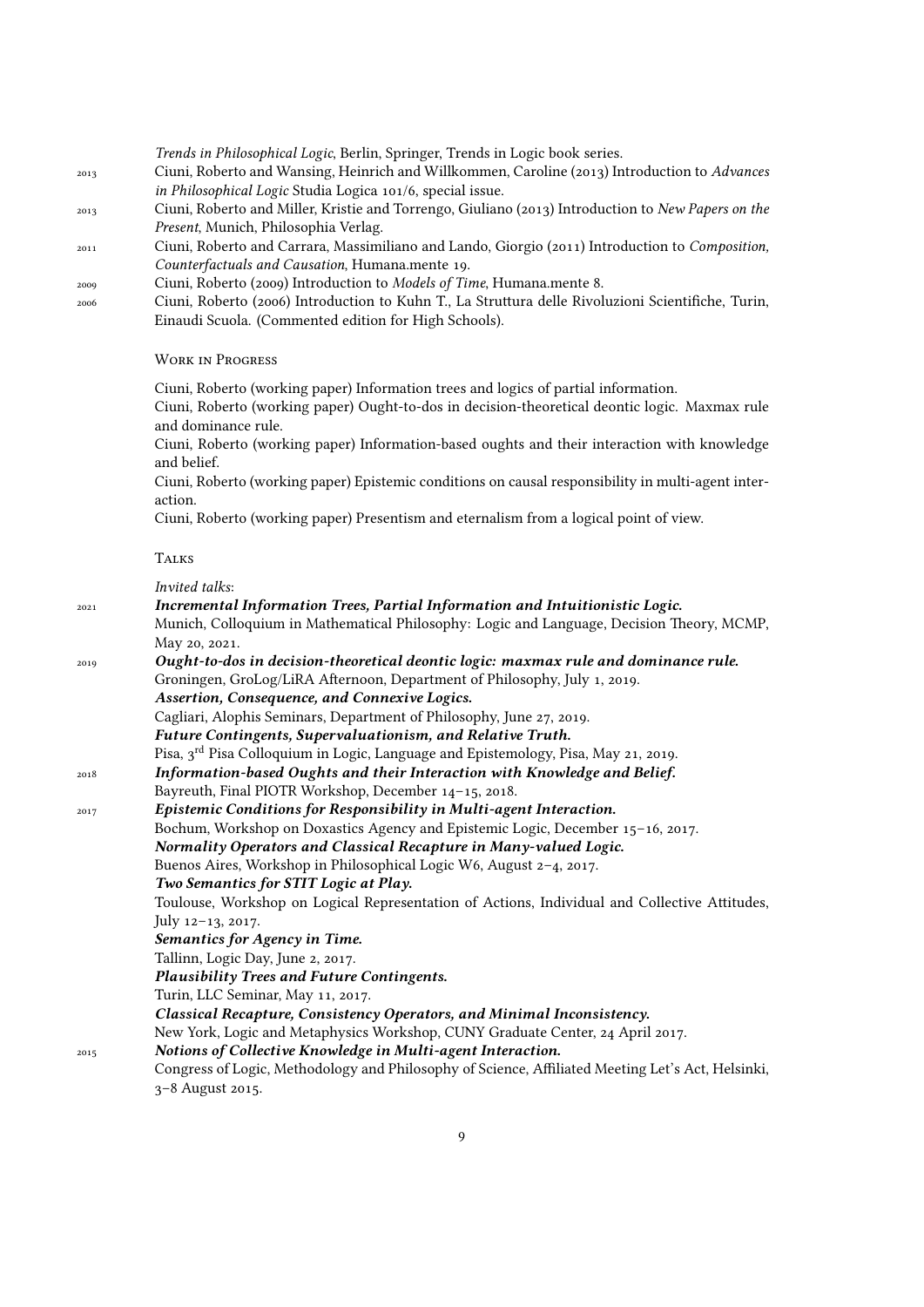*Trends in Philosophical Logic*, Berlin, Springer, Trends in Logic book series.

2013 Ciuni, Roberto and Wansing, Heinrich and Willkommen, Caroline (2013) Introduction to *Advances in Philosophical Logic* Studia Logica 101/6, special issue.

2013 Ciuni, Roberto and Miller, Kristie and Torrengo, Giuliano (2013) Introduction to *New Papers on the Present*, Munich, Philosophia Verlag.

2011 Ciuni, Roberto and Carrara, Massimiliano and Lando, Giorgio (2011) Introduction to *Composition, Counterfactuals and Causation*, Humana.mente 19.

2009 Ciuni, Roberto (2009) Introduction to *Models of Time*, Humana.mente 8.

2006 Ciuni, Roberto (2006) Introduction to Kuhn T., La Struttura delle Rivoluzioni Scientifiche, Turin, Einaudi Scuola. (Commented edition for High Schools).

## Work in Progress

Ciuni, Roberto (working paper) Information trees and logics of partial information.

Ciuni, Roberto (working paper) Ought-to-dos in decision-theoretical deontic logic. Maxmax rule and dominance rule.

Ciuni, Roberto (working paper) Information-based oughts and their interaction with knowledge and belief.

Ciuni, Roberto (working paper) Epistemic conditions on causal responsibility in multi-agent interaction.

Ciuni, Roberto (working paper) Presentism and eternalism from a logical point of view.

## Talks

*Invited talks*:

2021 ***Incremental Information Trees, Partial Information and Intuitionistic Logic.***
Munich, Colloquium in Mathematical Philosophy: Logic and Language, Decision Theory, MCMP, May 20, 2021.

2019 ***Ought-to-dos in decision-theoretical deontic logic: maxmax rule and dominance rule.***
Groningen, GroLog/LiRA Afternoon, Department of Philosophy, July 1, 2019.

***Assertion, Consequence, and Connexive Logics.***
Cagliari, Alophis Seminars, Department of Philosophy, June 27, 2019.

***Future Contingents, Supervaluationism, and Relative Truth.***
Pisa, 3rd Pisa Colloquium in Logic, Language and Epistemology, Pisa, May 21, 2019.

2018 ***Information-based Oughts and their Interaction with Knowledge and Belief.***
Bayreuth, Final PIOTR Workshop, December 14–15, 2018.

2017 ***Epistemic Conditions for Responsibility in Multi-agent Interaction.***
Bochum, Workshop on Doxastics Agency and Epistemic Logic, December 15–16, 2017.

***Normality Operators and Classical Recapture in Many-valued Logic.***
Buenos Aires, Workshop in Philosophical Logic W6, August 2–4, 2017.

***Two Semantics for STIT Logic at Play.***
Toulouse, Workshop on Logical Representation of Actions, Individual and Collective Attitudes, July 12–13, 2017.

***Semantics for Agency in Time.***
Tallinn, Logic Day, June 2, 2017.

***Plausibility Trees and Future Contingents.***
Turin, LLC Seminar, May 11, 2017.

***Classical Recapture, Consistency Operators, and Minimal Inconsistency.***
New York, Logic and Metaphysics Workshop, CUNY Graduate Center, 24 April 2017.

2015 ***Notions of Collective Knowledge in Multi-agent Interaction.***
Congress of Logic, Methodology and Philosophy of Science, Affiliated Meeting Let's Act, Helsinki, 3–8 August 2015.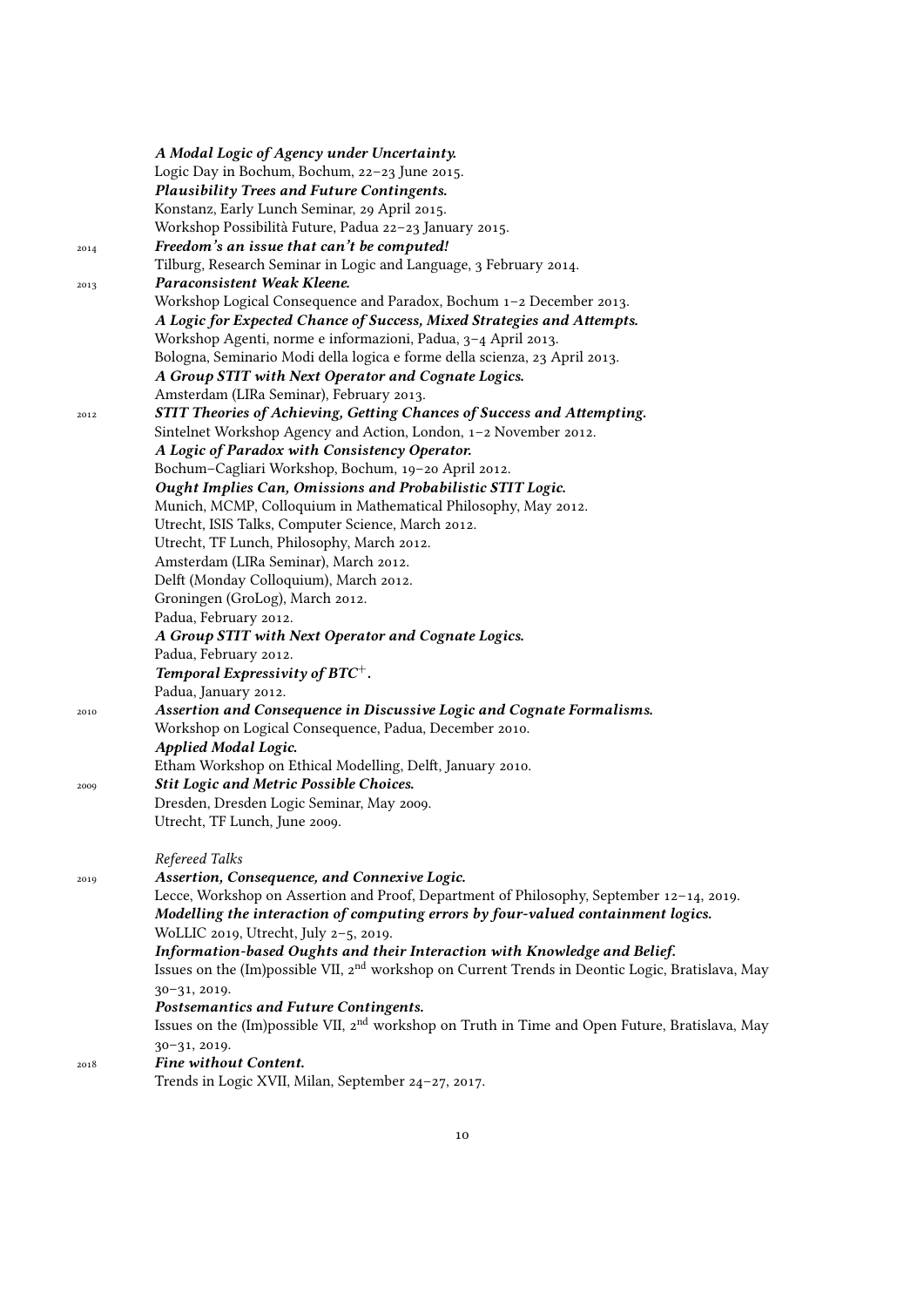***A Modal Logic of Agency under Uncertainty.***
Logic Day in Bochum, Bochum, 22–23 June 2015.

***Plausibility Trees and Future Contingents.***
Konstanz, Early Lunch Seminar, 29 April 2015.
Workshop Possibilità Future, Padua 22–23 January 2015.

2014 ***Freedom's an issue that can't be computed!***
Tilburg, Research Seminar in Logic and Language, 3 February 2014.

2013 ***Paraconsistent Weak Kleene.***
Workshop Logical Consequence and Paradox, Bochum 1–2 December 2013.

***A Logic for Expected Chance of Success, Mixed Strategies and Attempts.***
Workshop Agenti, norme e informazioni, Padua, 3–4 April 2013.
Bologna, Seminario Modi della logica e forme della scienza, 23 April 2013.

***A Group STIT with Next Operator and Cognate Logics.***
Amsterdam (LIRa Seminar), February 2013.

2012 ***STIT Theories of Achieving, Getting Chances of Success and Attempting.***
Sintelnet Workshop Agency and Action, London, 1–2 November 2012.

***A Logic of Paradox with Consistency Operator.***
Bochum–Cagliari Workshop, Bochum, 19–20 April 2012.

***Ought Implies Can, Omissions and Probabilistic STIT Logic.***
Munich, MCMP, Colloquium in Mathematical Philosophy, May 2012.
Utrecht, ISIS Talks, Computer Science, March 2012.
Utrecht, TF Lunch, Philosophy, March 2012.
Amsterdam (LIRa Seminar), March 2012.
Delft (Monday Colloquium), March 2012.
Groningen (GroLog), March 2012.
Padua, February 2012.

***A Group STIT with Next Operator and Cognate Logics.***
Padua, February 2012.

***Temporal Expressivity of*** $BTC^{+}$***.***
Padua, January 2012.

2010 ***Assertion and Consequence in Discussive Logic and Cognate Formalisms.***
Workshop on Logical Consequence, Padua, December 2010.

***Applied Modal Logic.***
Etham Workshop on Ethical Modelling, Delft, January 2010.

2009 ***Stit Logic and Metric Possible Choices.***
Dresden, Dresden Logic Seminar, May 2009.
Utrecht, TF Lunch, June 2009.

*Refereed Talks*

2019 ***Assertion, Consequence, and Connexive Logic.***
Lecce, Workshop on Assertion and Proof, Department of Philosophy, September 12–14, 2019.

***Modelling the interaction of computing errors by four-valued containment logics.***
WoLLIC 2019, Utrecht, July 2–5, 2019.

***Information-based Oughts and their Interaction with Knowledge and Belief.***
Issues on the (Im)possible VII, 2nd workshop on Current Trends in Deontic Logic, Bratislava, May 30–31, 2019.

***Postsemantics and Future Contingents.***
Issues on the (Im)possible VII, 2nd workshop on Truth in Time and Open Future, Bratislava, May 30–31, 2019.

2018 ***Fine without Content.***
Trends in Logic XVII, Milan, September 24–27, 2017.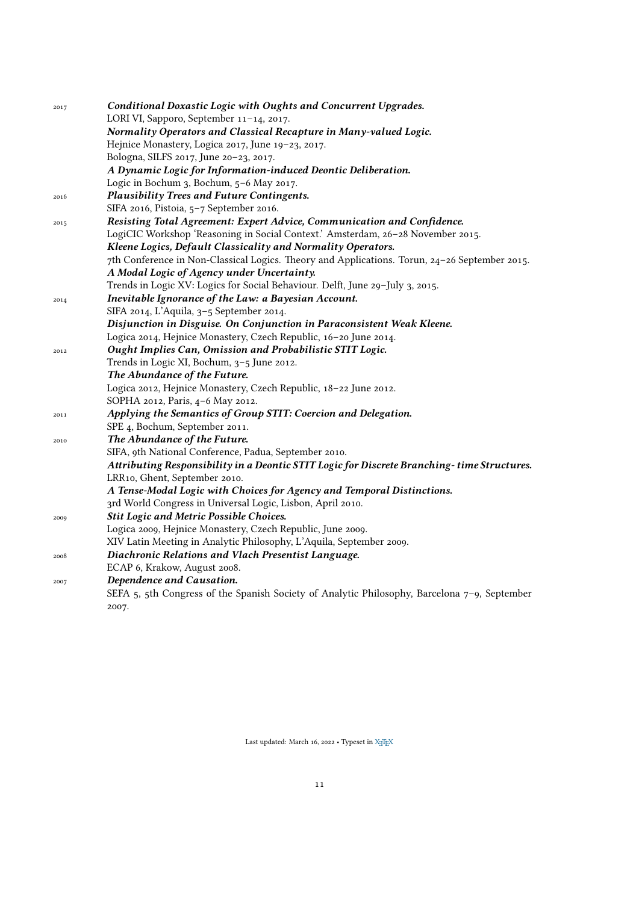2017 ***Conditional Doxastic Logic with Oughts and Concurrent Upgrades.***
LORI VI, Sapporo, September 11–14, 2017.
***Normality Operators and Classical Recapture in Many-valued Logic.***
Hejnice Monastery, Logica 2017, June 19–23, 2017.
Bologna, SILFS 2017, June 20–23, 2017.
***A Dynamic Logic for Information-induced Deontic Deliberation.***
Logic in Bochum 3, Bochum, 5–6 May 2017.

2016 ***Plausibility Trees and Future Contingents.***
SIFA 2016, Pistoia, 5–7 September 2016.

2015 ***Resisting Total Agreement: Expert Advice, Communication and Confidence.***
LogiCIC Workshop 'Reasoning in Social Context.' Amsterdam, 26–28 November 2015.
***Kleene Logics, Default Classicality and Normality Operators.***
7th Conference in Non-Classical Logics. Theory and Applications. Torun, 24–26 September 2015.
***A Modal Logic of Agency under Uncertainty.***
Trends in Logic XV: Logics for Social Behaviour. Delft, June 29–July 3, 2015.

2014 ***Inevitable Ignorance of the Law: a Bayesian Account.***
SIFA 2014, L'Aquila, 3–5 September 2014.
***Disjunction in Disguise. On Conjunction in Paraconsistent Weak Kleene.***
Logica 2014, Hejnice Monastery, Czech Republic, 16–20 June 2014.

2012 ***Ought Implies Can, Omission and Probabilistic STIT Logic.***
Trends in Logic XI, Bochum, 3–5 June 2012.
***The Abundance of the Future.***
Logica 2012, Hejnice Monastery, Czech Republic, 18–22 June 2012.
SOPHA 2012, Paris, 4–6 May 2012.

2011 ***Applying the Semantics of Group STIT: Coercion and Delegation.***
SPE 4, Bochum, September 2011.

2010 ***The Abundance of the Future.***
SIFA, 9th National Conference, Padua, September 2010.
***Attributing Responsibility in a Deontic STIT Logic for Discrete Branching- time Structures.***
LRR10, Ghent, September 2010.
***A Tense-Modal Logic with Choices for Agency and Temporal Distinctions.***
3rd World Congress in Universal Logic, Lisbon, April 2010.

2009 ***Stit Logic and Metric Possible Choices.***
Logica 2009, Hejnice Monastery, Czech Republic, June 2009.
XIV Latin Meeting in Analytic Philosophy, L'Aquila, September 2009.

2008 ***Diachronic Relations and Vlach Presentist Language.***
ECAP 6, Krakow, August 2008.

2007 ***Dependence and Causation.***
SEFA 5, 5th Congress of the Spanish Society of Analytic Philosophy, Barcelona 7–9, September 2007.

Last updated: March 16, 2022 • Typeset in XeTeX